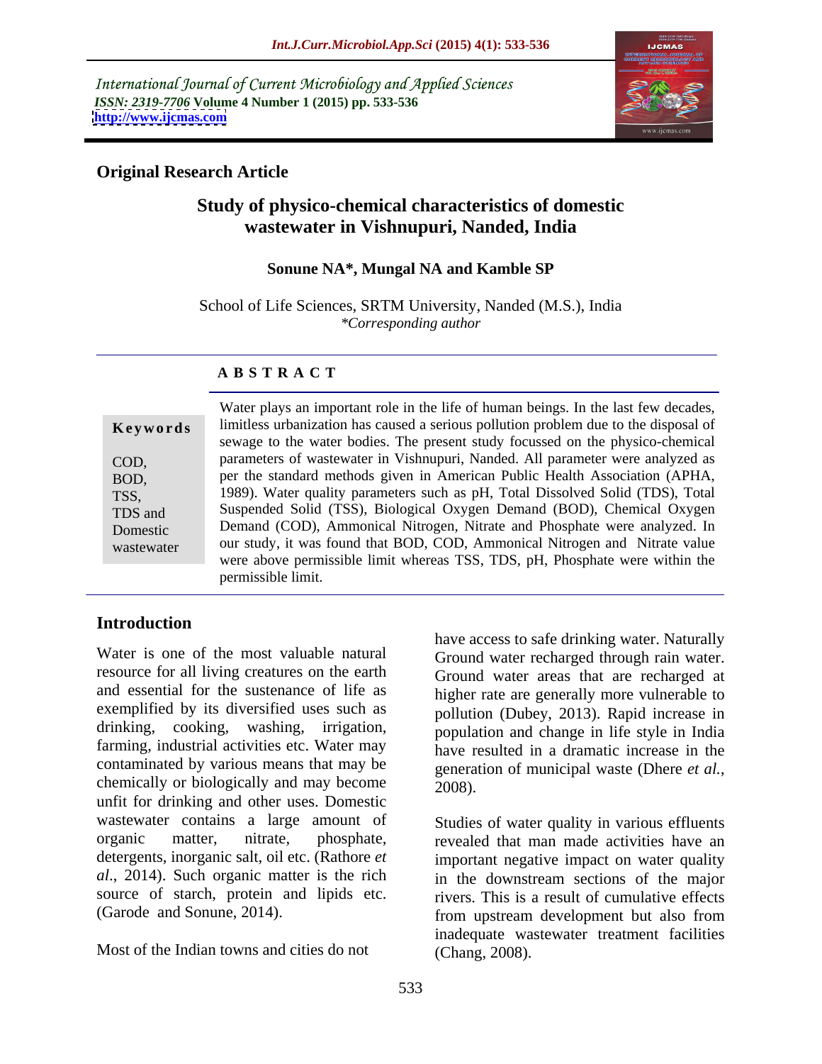International Journal of Current Microbiology and Applied Sciences
*ISSN: 2319-7706* **Volume 4 Number 1 (2015) pp. 533-536**
**http://www.ijcmas.com**

**Original Research Article**

# Study of physico-chemical characteristics of domestic wastewater in Vishnupuri, Nanded, India

**Sonune NA\*, Mungal NA and Kamble SP**

School of Life Sciences, SRTM University, Nanded (M.S.), India
*\*Corresponding author*

## ABSTRACT

**Keywords**

COD, BOD, TSS, TDS and Domestic wastewater

Water plays an important role in the life of human beings. In the last few decades, limitless urbanization has caused a serious pollution problem due to the disposal of sewage to the water bodies. The present study focussed on the physico-chemical parameters of wastewater in Vishnupuri, Nanded. All parameter were analyzed as per the standard methods given in American Public Health Association (APHA, 1989). Water quality parameters such as pH, Total Dissolved Solid (TDS), Total Suspended Solid (TSS), Biological Oxygen Demand (BOD), Chemical Oxygen Demand (COD), Ammonical Nitrogen, Nitrate and Phosphate were analyzed. In our study, it was found that BOD, COD, Ammonical Nitrogen and Nitrate value were above permissible limit whereas TSS, TDS, pH, Phosphate were within the permissible limit.

## Introduction

Water is one of the most valuable natural resource for all living creatures on the earth and essential for the sustenance of life as exemplified by its diversified uses such as drinking, cooking, washing, irrigation, farming, industrial activities etc. Water may contaminated by various means that may be chemically or biologically and may become unfit for drinking and other uses. Domestic wastewater contains a large amount of organic matter, nitrate, phosphate, detergents, inorganic salt, oil etc. (Rathore *et al*., 2014). Such organic matter is the rich source of starch, protein and lipids etc. (Garode and Sonune, 2014).

Most of the Indian towns and cities do not have access to safe drinking water. Naturally Ground water recharged through rain water. Ground water areas that are recharged at higher rate are generally more vulnerable to pollution (Dubey, 2013). Rapid increase in population and change in life style in India have resulted in a dramatic increase in the generation of municipal waste (Dhere *et al.*, 2008).

Studies of water quality in various effluents revealed that man made activities have an important negative impact on water quality in the downstream sections of the major rivers. This is a result of cumulative effects from upstream development but also from inadequate wastewater treatment facilities (Chang, 2008).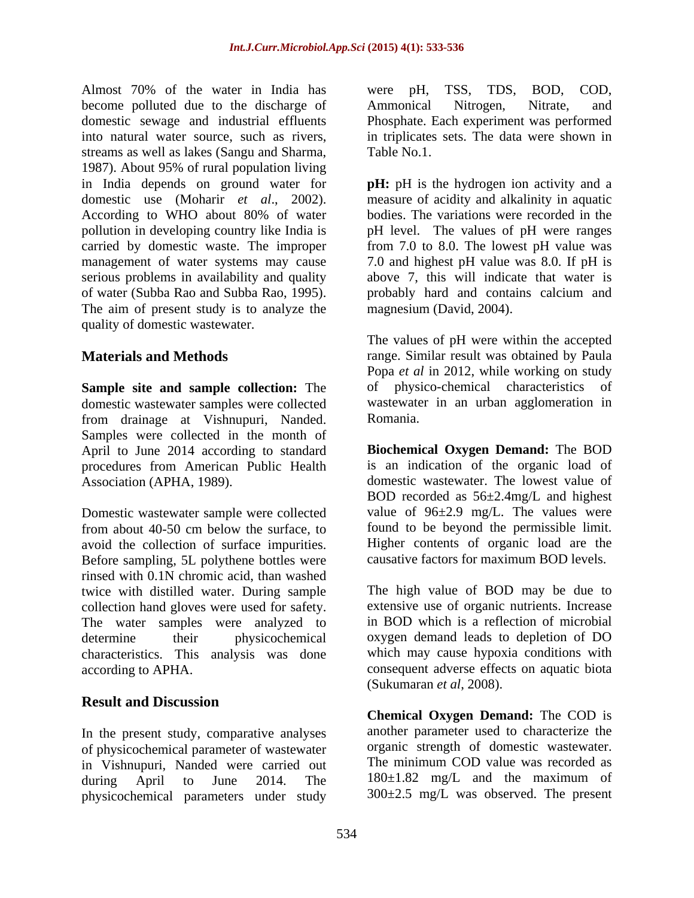Almost 70% of the water in India has become polluted due to the discharge of domestic sewage and industrial effluents into natural water source, such as rivers, streams as well as lakes (Sangu and Sharma, 1987). About 95% of rural population living in India depends on ground water for domestic use (Moharir *et al*., 2002). According to WHO about 80% of water pollution in developing country like India is carried by domestic waste. The improper management of water systems may cause serious problems in availability and quality of water (Subba Rao and Subba Rao, 1995). The aim of present study is to analyze the quality of domestic wastewater.

## Materials and Methods

**Sample site and sample collection:** The domestic wastewater samples were collected from drainage at Vishnupuri, Nanded. Samples were collected in the month of April to June 2014 according to standard procedures from American Public Health Association (APHA, 1989).

Domestic wastewater sample were collected from about 40-50 cm below the surface, to avoid the collection of surface impurities. Before sampling, 5L polythene bottles were rinsed with 0.1N chromic acid, than washed twice with distilled water. During sample collection hand gloves were used for safety. The water samples were analyzed to determine their physicochemical characteristics. This analysis was done according to APHA.

## Result and Discussion

In the present study, comparative analyses of physicochemical parameter of wastewater in Vishnupuri, Nanded were carried out during April to June 2014. The physicochemical parameters under study were pH, TSS, TDS, BOD, COD, Ammonical Nitrogen, Nitrate, and Phosphate. Each experiment was performed in triplicates sets. The data were shown in Table No.1.

**pH:** pH is the hydrogen ion activity and a measure of acidity and alkalinity in aquatic bodies. The variations were recorded in the pH level. The values of pH were ranges from 7.0 to 8.0. The lowest pH value was 7.0 and highest pH value was 8.0. If pH is above 7, this will indicate that water is probably hard and contains calcium and magnesium (David, 2004).

The values of pH were within the accepted range. Similar result was obtained by Paula Popa *et al* in 2012, while working on study of physico-chemical characteristics of wastewater in an urban agglomeration in Romania.

**Biochemical Oxygen Demand:** The BOD is an indication of the organic load of domestic wastewater. The lowest value of BOD recorded as 56±2.4mg/L and highest value of 96±2.9 mg/L. The values were found to be beyond the permissible limit. Higher contents of organic load are the causative factors for maximum BOD levels.

The high value of BOD may be due to extensive use of organic nutrients. Increase in BOD which is a reflection of microbial oxygen demand leads to depletion of DO which may cause hypoxia conditions with consequent adverse effects on aquatic biota (Sukumaran *et al*, 2008).

**Chemical Oxygen Demand:** The COD is another parameter used to characterize the organic strength of domestic wastewater. The minimum COD value was recorded as 180±1.82 mg/L and the maximum of 300±2.5 mg/L was observed. The present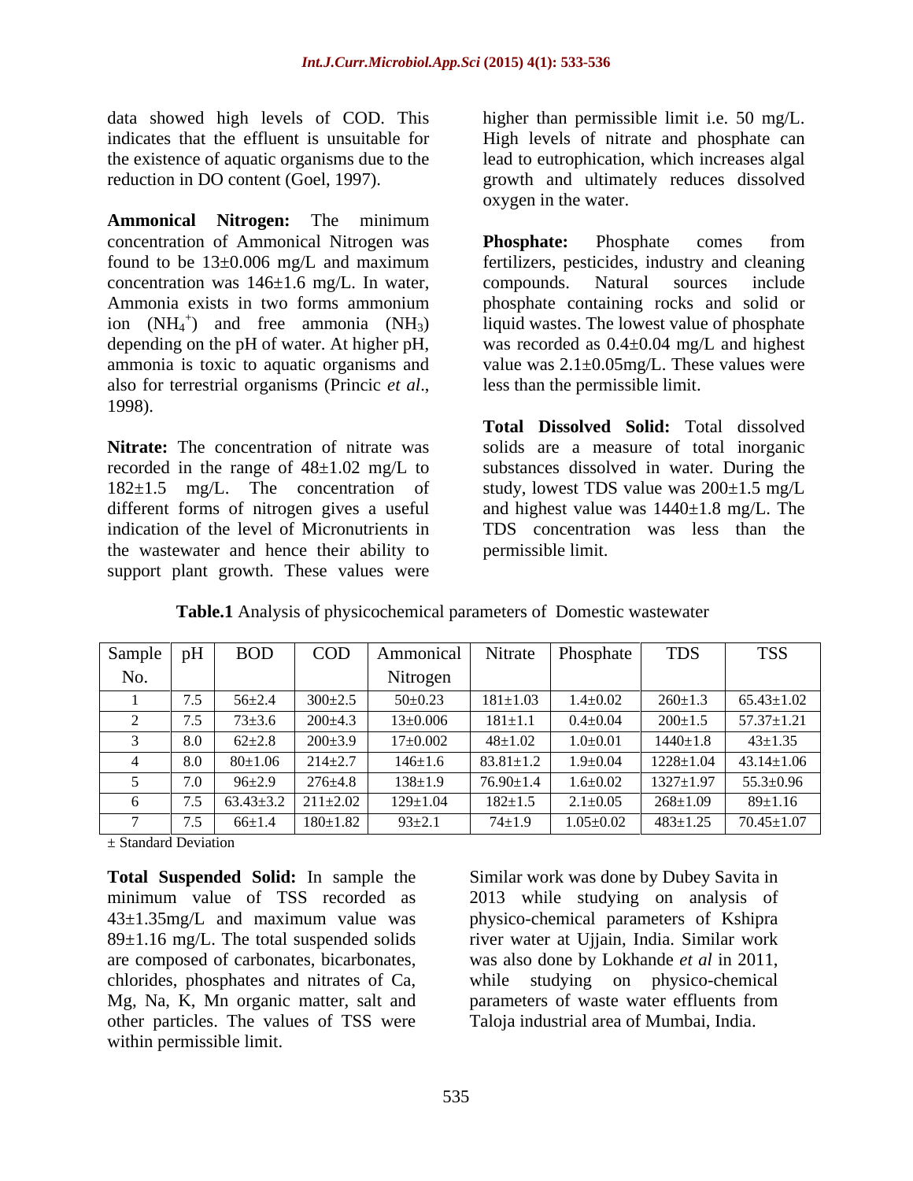data showed high levels of COD. This indicates that the effluent is unsuitable for the existence of aquatic organisms due to the reduction in DO content (Goel, 1997).

**Ammonical Nitrogen:** The minimum concentration of Ammonical Nitrogen was found to be 13±0.006 mg/L and maximum concentration was 146±1.6 mg/L. In water, Ammonia exists in two forms ammonium ion ($NH_4^+$) and free ammonia ($NH_3$) depending on the pH of water. At higher pH, ammonia is toxic to aquatic organisms and also for terrestrial organisms (Princic *et al*., 1998).

**Nitrate:** The concentration of nitrate was recorded in the range of 48±1.02 mg/L to 182±1.5 mg/L. The concentration of different forms of nitrogen gives a useful indication of the level of Micronutrients in the wastewater and hence their ability to support plant growth. These values were higher than permissible limit i.e. 50 mg/L. High levels of nitrate and phosphate can lead to eutrophication, which increases algal growth and ultimately reduces dissolved oxygen in the water.

**Phosphate:** Phosphate comes from fertilizers, pesticides, industry and cleaning compounds. Natural sources include phosphate containing rocks and solid or liquid wastes. The lowest value of phosphate was recorded as 0.4±0.04 mg/L and highest value was 2.1±0.05mg/L. These values were less than the permissible limit.

**Total Dissolved Solid:** Total dissolved solids are a measure of total inorganic substances dissolved in water. During the study, lowest TDS value was 200±1.5 mg/L and highest value was 1440±1.8 mg/L. The TDS concentration was less than the permissible limit.

**Table.1** Analysis of physicochemical parameters of Domestic wastewater

| Sample No. | pH | BOD | COD | Ammonical Nitrogen | Nitrate | Phosphate | TDS | TSS |
|---|---|---|---|---|---|---|---|---|
| 1 | 7.5 | 56±2.4 | 300±2.5 | 50±0.23 | 181±1.03 | 1.4±0.02 | 260±1.3 | 65.43±1.02 |
| 2 | 7.5 | 73±3.6 | 200±4.3 | 13±0.006 | 181±1.1 | 0.4±0.04 | 200±1.5 | 57.37±1.21 |
| 3 | 8.0 | 62±2.8 | 200±3.9 | 17±0.002 | 48±1.02 | 1.0±0.01 | 1440±1.8 | 43±1.35 |
| 4 | 8.0 | 80±1.06 | 214±2.7 | 146±1.6 | 83.81±1.2 | 1.9±0.04 | 1228±1.04 | 43.14±1.06 |
| 5 | 7.0 | 96±2.9 | 276±4.8 | 138±1.9 | 76.90±1.4 | 1.6±0.02 | 1327±1.97 | 55.3±0.96 |
| 6 | 7.5 | 63.43±3.2 | 211±2.02 | 129±1.04 | 182±1.5 | 2.1±0.05 | 268±1.09 | 89±1.16 |
| 7 | 7.5 | 66±1.4 | 180±1.82 | 93±2.1 | 74±1.9 | 1.05±0.02 | 483±1.25 | 70.45±1.07 |

± Standard Deviation

**Total Suspended Solid:** In sample the minimum value of TSS recorded as 43±1.35mg/L and maximum value was 89±1.16 mg/L. The total suspended solids are composed of carbonates, bicarbonates, chlorides, phosphates and nitrates of Ca, Mg, Na, K, Mn organic matter, salt and other particles. The values of TSS were within permissible limit.

Similar work was done by Dubey Savita in 2013 while studying on analysis of physico-chemical parameters of Kshipra river water at Ujjain, India. Similar work was also done by Lokhande *et al* in 2011, while studying on physico-chemical parameters of waste water effluents from Taloja industrial area of Mumbai, India.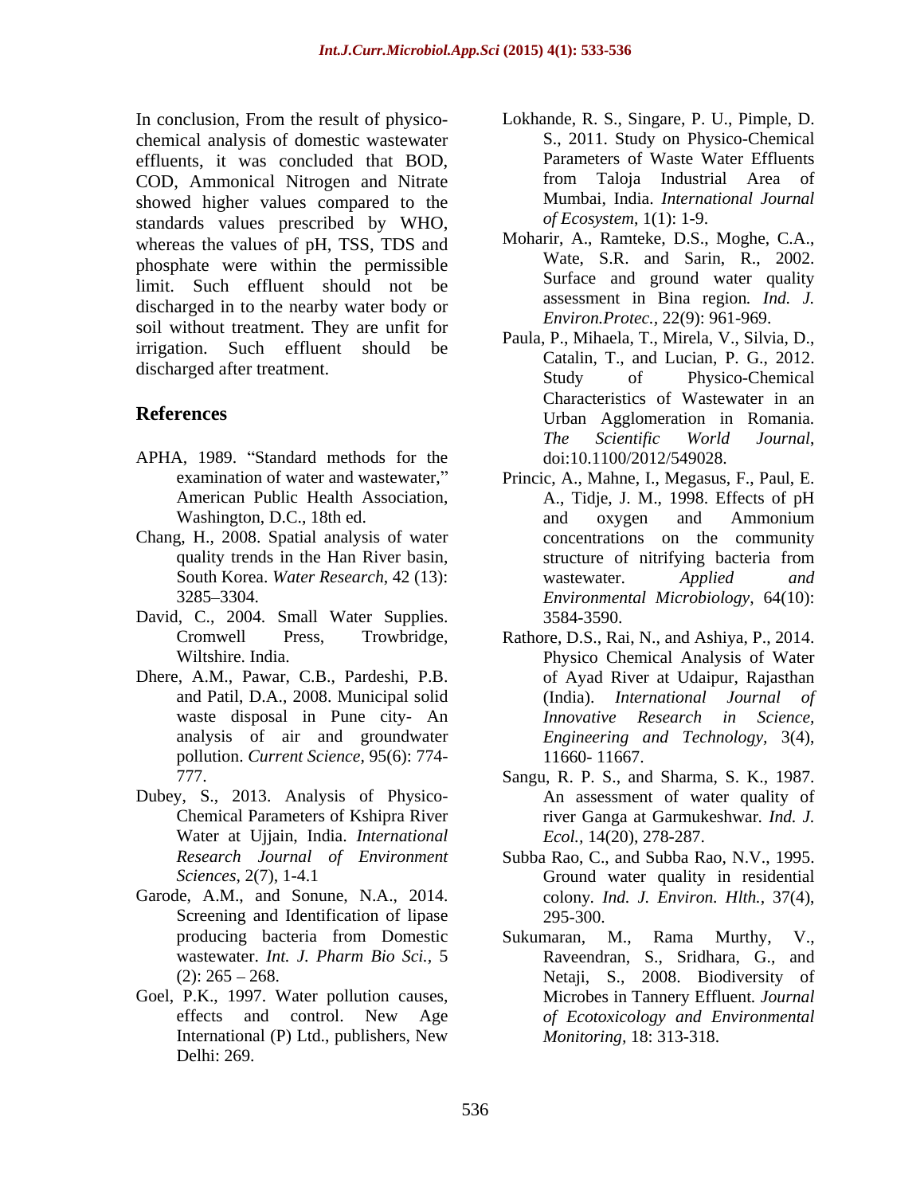In conclusion, From the result of physico-chemical analysis of domestic wastewater effluents, it was concluded that BOD, COD, Ammonical Nitrogen and Nitrate showed higher values compared to the standards values prescribed by WHO, whereas the values of pH, TSS, TDS and phosphate were within the permissible limit. Such effluent should not be discharged in to the nearby water body or soil without treatment. They are unfit for irrigation. Such effluent should be discharged after treatment.

## References

APHA, 1989. "Standard methods for the examination of water and wastewater," American Public Health Association, Washington, D.C., 18th ed.

Chang, H., 2008. Spatial analysis of water quality trends in the Han River basin, South Korea. *Water Research*, 42 (13): 3285–3304.

David, C., 2004. Small Water Supplies. Cromwell Press, Trowbridge, Wiltshire. India.

Dhere, A.M., Pawar, C.B., Pardeshi, P.B. and Patil, D.A., 2008. Municipal solid waste disposal in Pune city- An analysis of air and groundwater pollution. *Current Science*, 95(6): 774-777.

Dubey, S., 2013. Analysis of Physico-Chemical Parameters of Kshipra River Water at Ujjain, India. *International Research Journal of Environment Sciences*, 2(7), 1-4.1

Garode, A.M., and Sonune, N.A., 2014. Screening and Identification of lipase producing bacteria from Domestic wastewater. *Int. J. Pharm Bio Sci.*, 5 (2): 265 – 268.

Goel, P.K., 1997. Water pollution causes, effects and control. New Age International (P) Ltd., publishers, New Delhi: 269.

Lokhande, R. S., Singare, P. U., Pimple, D. S., 2011. Study on Physico-Chemical Parameters of Waste Water Effluents from Taloja Industrial Area of Mumbai, India. *International Journal of Ecosystem*, 1(1): 1-9.

Moharir, A., Ramteke, D.S., Moghe, C.A., Wate, S.R. and Sarin, R., 2002. Surface and ground water quality assessment in Bina region*. Ind. J. Environ.Protec.*, 22(9): 961-969.

Paula, P., Mihaela, T., Mirela, V., Silvia, D., Catalin, T., and Lucian, P. G., 2012. Study of Physico-Chemical Characteristics of Wastewater in an Urban Agglomeration in Romania. *The Scientific World Journal*, doi:10.1100/2012/549028.

Princic, A., Mahne, I., Megasus, F., Paul, E. A., Tidje, J. M., 1998. Effects of pH and oxygen and Ammonium concentrations on the community structure of nitrifying bacteria from wastewater. *Applied and Environmental Microbiology*, 64(10): 3584-3590.

Rathore, D.S., Rai, N., and Ashiya, P., 2014. Physico Chemical Analysis of Water of Ayad River at Udaipur, Rajasthan (India). *International Journal of Innovative Research in Science, Engineering and Technology*, 3(4), 11660- 11667.

Sangu, R. P. S., and Sharma, S. K., 1987. An assessment of water quality of river Ganga at Garmukeshwar*. Ind. J. Ecol.*, 14(20), 278-287.

Subba Rao, C., and Subba Rao, N.V., 1995. Ground water quality in residential colony*. Ind. J. Environ. Hlth.*, 37(4), 295-300.

Sukumaran, M., Rama Murthy, V., Raveendran, S., Sridhara, G., and Netaji, S., 2008. Biodiversity of Microbes in Tannery Effluent*. Journal of Ecotoxicology and Environmental Monitoring*, 18: 313-318.